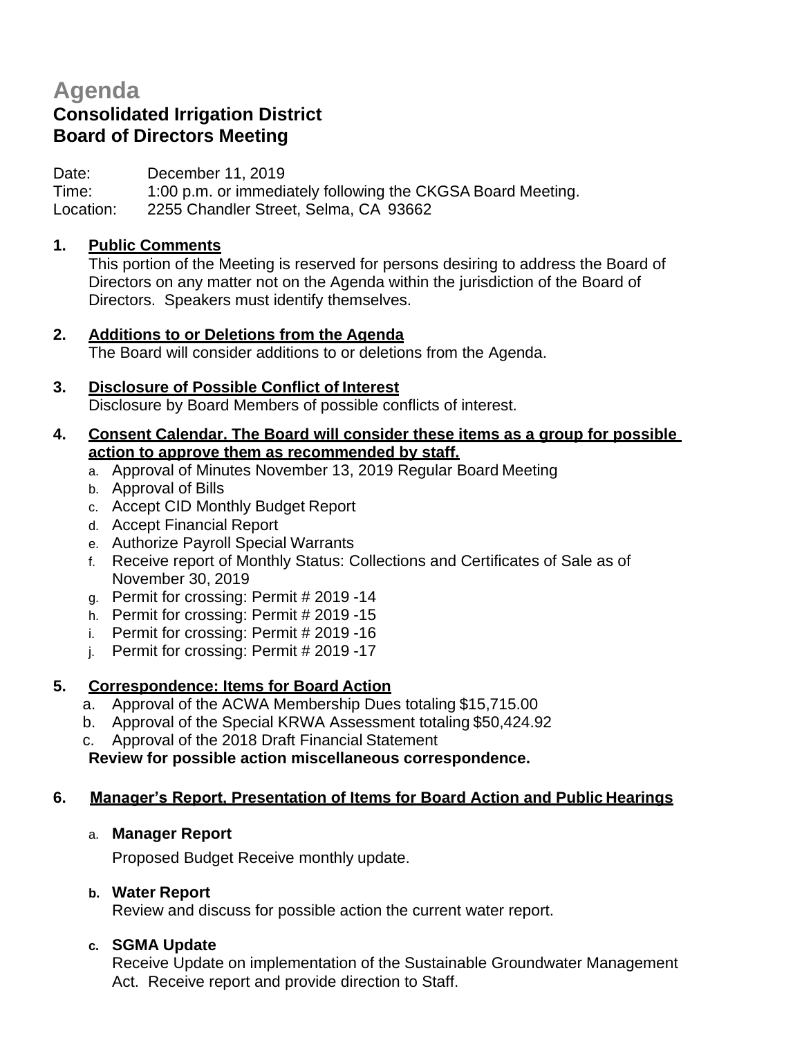# Agenda

## Consolidated Irrigation District
## Board of Directors Meeting

Date: December 11, 2019
Time: 1:00 p.m. or immediately following the CKGSA Board Meeting.
Location: 2255 Chandler Street, Selma, CA 93662

**1. Public Comments**
This portion of the Meeting is reserved for persons desiring to address the Board of Directors on any matter not on the Agenda within the jurisdiction of the Board of Directors. Speakers must identify themselves.

**2. Additions to or Deletions from the Agenda**
The Board will consider additions to or deletions from the Agenda.

**3. Disclosure of Possible Conflict of Interest**
Disclosure by Board Members of possible conflicts of interest.

**4. Consent Calendar. The Board will consider these items as a group for possible action to approve them as recommended by staff.**

a. Approval of Minutes November 13, 2019 Regular Board Meeting
b. Approval of Bills
c. Accept CID Monthly Budget Report
d. Accept Financial Report
e. Authorize Payroll Special Warrants
f. Receive report of Monthly Status: Collections and Certificates of Sale as of November 30, 2019
g. Permit for crossing: Permit # 2019 -14
h. Permit for crossing: Permit # 2019 -15
i. Permit for crossing: Permit # 2019 -16
j. Permit for crossing: Permit # 2019 -17

**5. Correspondence: Items for Board Action**

a. Approval of the ACWA Membership Dues totaling $15,715.00
b. Approval of the Special KRWA Assessment totaling $50,424.92
c. Approval of the 2018 Draft Financial Statement

**Review for possible action miscellaneous correspondence.**

**6. Manager's Report, Presentation of Items for Board Action and Public Hearings**

a. **Manager Report**

Proposed Budget Receive monthly update.

b. **Water Report**
Review and discuss for possible action the current water report.

c. **SGMA Update**
Receive Update on implementation of the Sustainable Groundwater Management Act. Receive report and provide direction to Staff.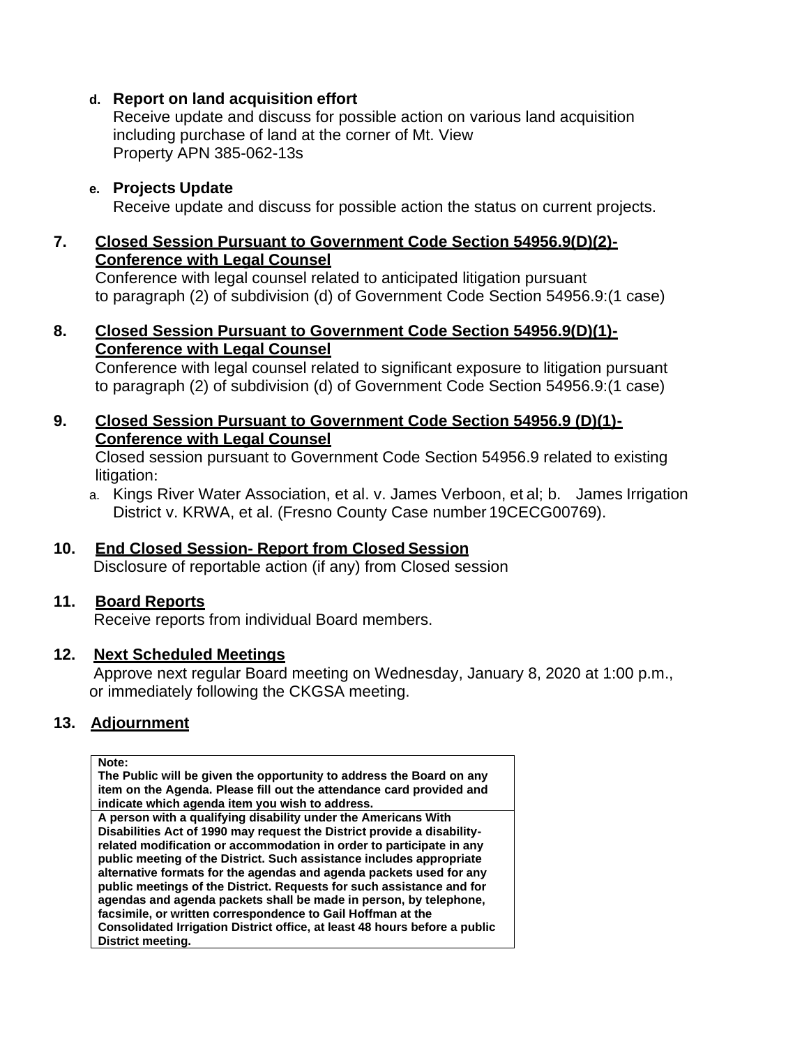d. **Report on land acquisition effort**
   Receive update and discuss for possible action on various land acquisition including purchase of land at the corner of Mt. View Property APN 385-062-13s

e. **Projects Update**
   Receive update and discuss for possible action the status on current projects.

**7. Closed Session Pursuant to Government Code Section 54956.9(D)(2)- Conference with Legal Counsel**
Conference with legal counsel related to anticipated litigation pursuant to paragraph (2) of subdivision (d) of Government Code Section 54956.9:(1 case)

**8. Closed Session Pursuant to Government Code Section 54956.9(D)(1)- Conference with Legal Counsel**
Conference with legal counsel related to significant exposure to litigation pursuant to paragraph (2) of subdivision (d) of Government Code Section 54956.9:(1 case)

**9. Closed Session Pursuant to Government Code Section 54956.9 (D)(1)- Conference with Legal Counsel**
Closed session pursuant to Government Code Section 54956.9 related to existing litigation:

a. Kings River Water Association, et al. v. James Verboon, et al; b. James Irrigation District v. KRWA, et al. (Fresno County Case number 19CECG00769).

**10. End Closed Session- Report from Closed Session**
Disclosure of reportable action (if any) from Closed session

**11. Board Reports**
Receive reports from individual Board members.

**12. Next Scheduled Meetings**
Approve next regular Board meeting on Wednesday, January 8, 2020 at 1:00 p.m., or immediately following the CKGSA meeting.

**13. Adjournment**

**Note:**
**The Public will be given the opportunity to address the Board on any item on the Agenda. Please fill out the attendance card provided and indicate which agenda item you wish to address.**

**A person with a qualifying disability under the Americans With Disabilities Act of 1990 may request the District provide a disability-related modification or accommodation in order to participate in any public meeting of the District. Such assistance includes appropriate alternative formats for the agendas and agenda packets used for any public meetings of the District. Requests for such assistance and for agendas and agenda packets shall be made in person, by telephone, facsimile, or written correspondence to Gail Hoffman at the Consolidated Irrigation District office, at least 48 hours before a public District meeting.**